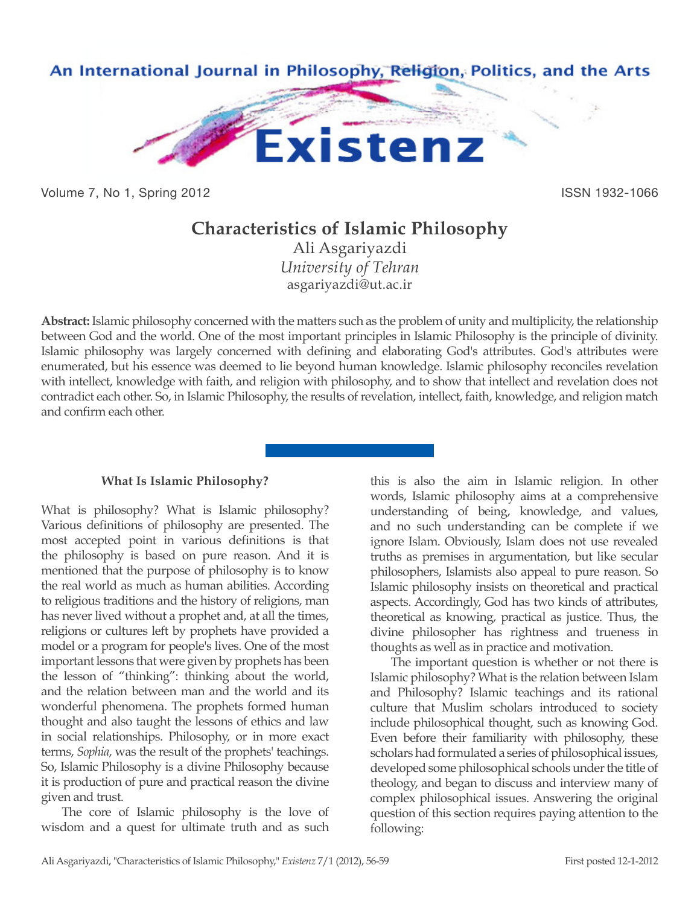# Characteristics of Islamic Philosophy

Ali Asgariyazdi
*University of Tehran*
asgariyazdi@ut.ac.ir

**Abstract:** Islamic philosophy concerned with the matters such as the problem of unity and multiplicity, the relationship between God and the world. One of the most important principles in Islamic Philosophy is the principle of divinity. Islamic philosophy was largely concerned with defining and elaborating God's attributes. God's attributes were enumerated, but his essence was deemed to lie beyond human knowledge. Islamic philosophy reconciles revelation with intellect, knowledge with faith, and religion with philosophy, and to show that intellect and revelation does not contradict each other. So, in Islamic Philosophy, the results of revelation, intellect, faith, knowledge, and religion match and confirm each other.

## What Is Islamic Philosophy?

What is philosophy? What is Islamic philosophy? Various definitions of philosophy are presented. The most accepted point in various definitions is that the philosophy is based on pure reason. And it is mentioned that the purpose of philosophy is to know the real world as much as human abilities. According to religious traditions and the history of religions, man has never lived without a prophet and, at all the times, religions or cultures left by prophets have provided a model or a program for people's lives. One of the most important lessons that were given by prophets has been the lesson of "thinking": thinking about the world, and the relation between man and the world and its wonderful phenomena. The prophets formed human thought and also taught the lessons of ethics and law in social relationships. Philosophy, or in more exact terms, *Sophia*, was the result of the prophets' teachings. So, Islamic Philosophy is a divine Philosophy because it is production of pure and practical reason the divine given and trust.

The core of Islamic philosophy is the love of wisdom and a quest for ultimate truth and as such this is also the aim in Islamic religion. In other words, Islamic philosophy aims at a comprehensive understanding of being, knowledge, and values, and no such understanding can be complete if we ignore Islam. Obviously, Islam does not use revealed truths as premises in argumentation, but like secular philosophers, Islamists also appeal to pure reason. So Islamic philosophy insists on theoretical and practical aspects. Accordingly, God has two kinds of attributes, theoretical as knowing, practical as justice. Thus, the divine philosopher has rightness and trueness in thoughts as well as in practice and motivation.

The important question is whether or not there is Islamic philosophy? What is the relation between Islam and Philosophy? Islamic teachings and its rational culture that Muslim scholars introduced to society include philosophical thought, such as knowing God. Even before their familiarity with philosophy, these scholars had formulated a series of philosophical issues, developed some philosophical schools under the title of theology, and began to discuss and interview many of complex philosophical issues. Answering the original question of this section requires paying attention to the following: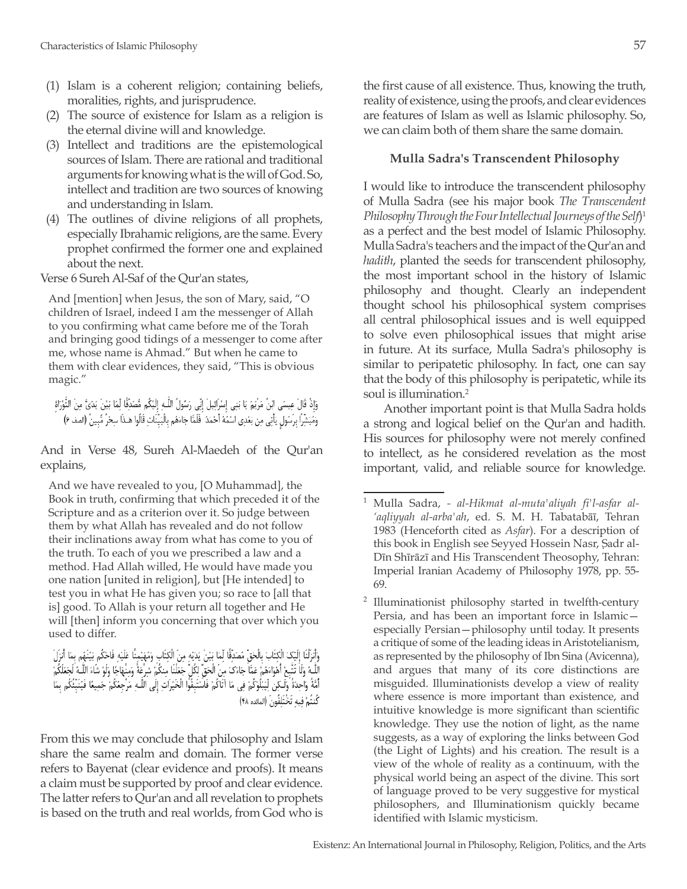(1) Islam is a coherent religion; containing beliefs, moralities, rights, and jurisprudence.
(2) The source of existence for Islam as a religion is the eternal divine will and knowledge.
(3) Intellect and traditions are the epistemological sources of Islam. There are rational and traditional arguments for knowing what is the will of God. So, intellect and tradition are two sources of knowing and understanding in Islam.
(4) The outlines of divine religions of all prophets, especially Ibrahamic religions, are the same. Every prophet confirmed the former one and explained about the next.

Verse 6 Sureh Al-Saf of the Qur'an states,

> And [mention] when Jesus, the son of Mary, said, "O children of Israel, indeed I am the messenger of Allah to you confirming what came before me of the Torah and bringing good tidings of a messenger to come after me, whose name is Ahmad." But when he came to them with clear evidences, they said, "This is obvious magic."

وَإِذْ قَالَ عِيسَى ابْنُ مَرْيَمَ يَا بَنِي إِسْرَائِيلَ إِنِّي رَسُولُ اللَّـهِ إِلَيْكُم مُّصَدِّقًا لِّمَا بَيْنَ يَدَيَّ مِنَ التَّوْرَاةِ وَمُبَشِّرًا بِرَسُولٍ يَأْتِي مِن بَعْدِي اسْمُهُ أَحْمَدُ فَلَمَّا جَاءَهُم بِالْبَيِّنَاتِ قَالُوا هَـٰذَا سِحْرٌ مُّبِينٌ (الصف ۶)

And in Verse 48, Sureh Al-Maedeh of the Qur'an explains,

> And we have revealed to you, [O Muhammad], the Book in truth, confirming that which preceded it of the Scripture and as a criterion over it. So judge between them by what Allah has revealed and do not follow their inclinations away from what has come to you of the truth. To each of you we prescribed a law and a method. Had Allah willed, He would have made you one nation [united in religion], but [He intended] to test you in what He has given you; so race to [all that is] good. To Allah is your return all together and He will [then] inform you concerning that over which you used to differ.

وَأَنزَلْنَا إِلَيْكَ الْكِتَابَ بِالْحَقِّ مُصَدِّقًا لِّمَا بَيْنَ يَدَيْهِ مِنَ الْكِتَابِ وَمُهَيْمِنًا عَلَيْهِ فَاحْكُم بَيْنَهُم بِمَا أَنزَلَ اللَّـهُ وَلَا تَتَّبِعْ أَهْوَاءَهُمْ عَمَّا جَاءَكَ مِنَ الْحَقِّ لِكُلٍّ جَعَلْنَا مِنكُمْ شِرْعَةً وَمِنْهَاجًا وَلَوْ شَاءَ اللَّـهُ لَجَعَلَكُمْ أُمَّةً وَاحِدَةً وَلَـٰكِن لِّيَبْلُوَكُمْ فِي مَا آتَاكُمْ فَاسْتَبِقُوا الْخَيْرَاتِ إِلَى اللَّـهِ مَرْجِعُكُمْ جَمِيعًا فَيُنَبِّئُكُم بِمَا كُنتُمْ فِيهِ تَخْتَلِفُونَ (المائده ۴۸)

From this we may conclude that philosophy and Islam share the same realm and domain. The former verse refers to Bayenat (clear evidence and proofs). It means a claim must be supported by proof and clear evidence. The latter refers to Qur'an and all revelation to prophets is based on the truth and real worlds, from God who is the first cause of all existence. Thus, knowing the truth, reality of existence, using the proofs, and clear evidences are features of Islam as well as Islamic philosophy. So, we can claim both of them share the same domain.

### Mulla Sadra's Transcendent Philosophy

I would like to introduce the transcendent philosophy of Mulla Sadra (see his major book *The Transcendent Philosophy Through the Four Intellectual Journeys of the Self*)[1] as a perfect and the best model of Islamic Philosophy. Mulla Sadra's teachers and the impact of the Qur'an and *hadith*, planted the seeds for transcendent philosophy, the most important school in the history of Islamic philosophy and thought. Clearly an independent thought school his philosophical system comprises all central philosophical issues and is well equipped to solve even philosophical issues that might arise in future. At its surface, Mulla Sadra's philosophy is similar to peripatetic philosophy. In fact, one can say that the body of this philosophy is peripatetic, while its soul is illumination.[2]

Another important point is that Mulla Sadra holds a strong and logical belief on the Qur'an and hadith. His sources for philosophy were not merely confined to intellect, as he considered revelation as the most important, valid, and reliable source for knowledge.

---

[1] Mulla Sadra, - *al-Hikmat al-muta'aliyah fi'l-asfar al-'aqliyyah al-arba'ah*, ed. S. M. H. Tabatabāī, Tehran 1983 (Henceforth cited as *Asfar*). For a description of this book in English see Seyyed Hossein Nasr, Ṣadr al-Dīn Shīrāzī and His Transcendent Theosophy, Tehran: Imperial Iranian Academy of Philosophy 1978, pp. 55-69.

[2] Illuminationist philosophy started in twelfth-century Persia, and has been an important force in Islamic—especially Persian—philosophy until today. It presents a critique of some of the leading ideas in Aristotelianism, as represented by the philosophy of Ibn Sina (Avicenna), and argues that many of its core distinctions are misguided. Illuminationists develop a view of reality where essence is more important than existence, and intuitive knowledge is more significant than scientific knowledge. They use the notion of light, as the name suggests, as a way of exploring the links between God (the Light of Lights) and his creation. The result is a view of the whole of reality as a continuum, with the physical world being an aspect of the divine. This sort of language proved to be very suggestive for mystical philosophers, and Illuminationism quickly became identified with Islamic mysticism.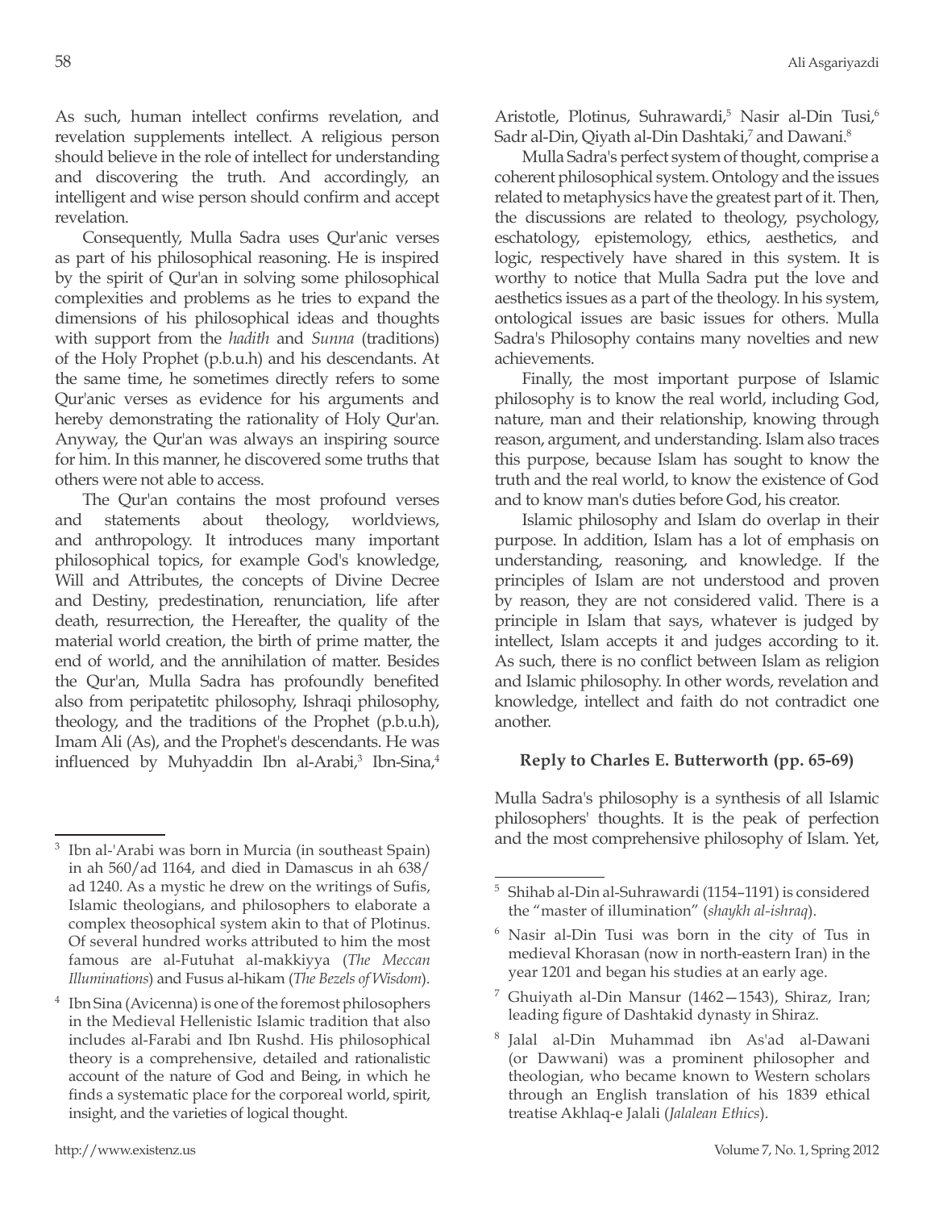As such, human intellect confirms revelation, and revelation supplements intellect. A religious person should believe in the role of intellect for understanding and discovering the truth. And accordingly, an intelligent and wise person should confirm and accept revelation.

Consequently, Mulla Sadra uses Qur'anic verses as part of his philosophical reasoning. He is inspired by the spirit of Qur'an in solving some philosophical complexities and problems as he tries to expand the dimensions of his philosophical ideas and thoughts with support from the *hadith* and *Sunna* (traditions) of the Holy Prophet (p.b.u.h) and his descendants. At the same time, he sometimes directly refers to some Qur'anic verses as evidence for his arguments and hereby demonstrating the rationality of Holy Qur'an. Anyway, the Qur'an was always an inspiring source for him. In this manner, he discovered some truths that others were not able to access.

The Qur'an contains the most profound verses and statements about theology, worldviews, and anthropology. It introduces many important philosophical topics, for example God's knowledge, Will and Attributes, the concepts of Divine Decree and Destiny, predestination, renunciation, life after death, resurrection, the Hereafter, the quality of the material world creation, the birth of prime matter, the end of world, and the annihilation of matter. Besides the Qur'an, Mulla Sadra has profoundly benefited also from peripatetitc philosophy, Ishraqi philosophy, theology, and the traditions of the Prophet (p.b.u.h), Imam Ali (As), and the Prophet's descendants. He was influenced by Muhyaddin Ibn al-Arabi,[3] Ibn-Sina,[4] Aristotle, Plotinus, Suhrawardi,[5] Nasir al-Din Tusi,[6] Sadr al-Din, Qiyath al-Din Dashtaki,[7] and Dawani.[8]

Mulla Sadra's perfect system of thought, comprise a coherent philosophical system. Ontology and the issues related to metaphysics have the greatest part of it. Then, the discussions are related to theology, psychology, eschatology, epistemology, ethics, aesthetics, and logic, respectively have shared in this system. It is worthy to notice that Mulla Sadra put the love and aesthetics issues as a part of the theology. In his system, ontological issues are basic issues for others. Mulla Sadra's Philosophy contains many novelties and new achievements.

Finally, the most important purpose of Islamic philosophy is to know the real world, including God, nature, man and their relationship, knowing through reason, argument, and understanding. Islam also traces this purpose, because Islam has sought to know the truth and the real world, to know the existence of God and to know man's duties before God, his creator.

Islamic philosophy and Islam do overlap in their purpose. In addition, Islam has a lot of emphasis on understanding, reasoning, and knowledge. If the principles of Islam are not understood and proven by reason, they are not considered valid. There is a principle in Islam that says, whatever is judged by intellect, Islam accepts it and judges according to it. As such, there is no conflict between Islam as religion and Islamic philosophy. In other words, revelation and knowledge, intellect and faith do not contradict one another.

### Reply to Charles E. Butterworth (pp. 65-69)

Mulla Sadra's philosophy is a synthesis of all Islamic philosophers' thoughts. It is the peak of perfection and the most comprehensive philosophy of Islam. Yet,

---

[3] Ibn al-'Arabi was born in Murcia (in southeast Spain) in ah 560/ad 1164, and died in Damascus in ah 638/ ad 1240. As a mystic he drew on the writings of Sufis, Islamic theologians, and philosophers to elaborate a complex theosophical system akin to that of Plotinus. Of several hundred works attributed to him the most famous are al-Futuhat al-makkiyya (*The Meccan Illuminations*) and Fusus al-hikam (*The Bezels of Wisdom*).

[4] Ibn Sina (Avicenna) is one of the foremost philosophers in the Medieval Hellenistic Islamic tradition that also includes al-Farabi and Ibn Rushd. His philosophical theory is a comprehensive, detailed and rationalistic account of the nature of God and Being, in which he finds a systematic place for the corporeal world, spirit, insight, and the varieties of logical thought.

[5] Shihab al-Din al-Suhrawardi (1154–1191) is considered the "master of illumination" (*shaykh al-ishraq*).

[6] Nasir al-Din Tusi was born in the city of Tus in medieval Khorasan (now in north-eastern Iran) in the year 1201 and began his studies at an early age.

[7] Ghuiyath al-Din Mansur (1462—1543), Shiraz, Iran; leading figure of Dashtakid dynasty in Shiraz.

[8] Jalal al-Din Muhammad ibn As'ad al-Dawani (or Dawwani) was a prominent philosopher and theologian, who became known to Western scholars through an English translation of his 1839 ethical treatise Akhlaq-e Jalali (*Jalalean Ethics*).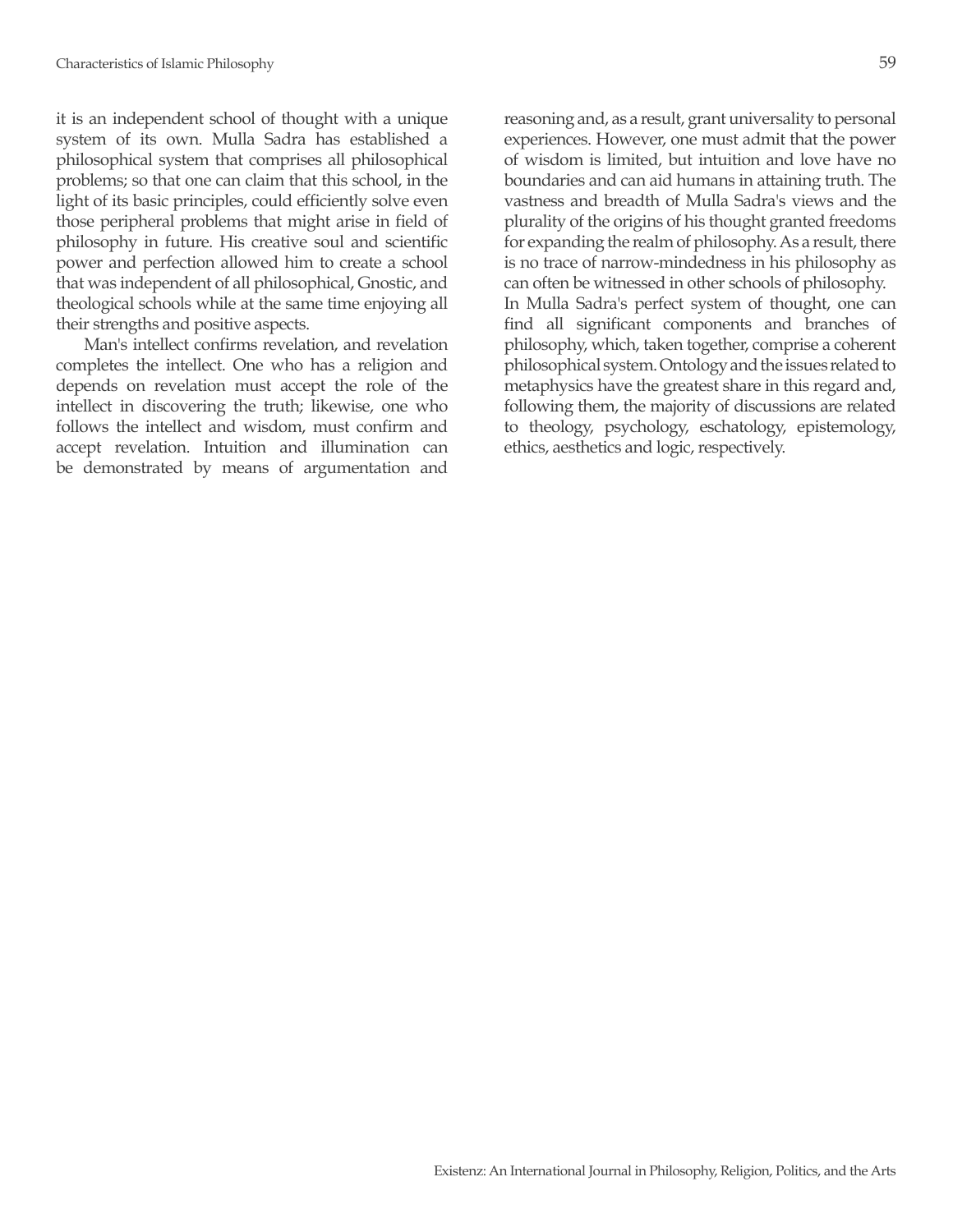it is an independent school of thought with a unique system of its own. Mulla Sadra has established a philosophical system that comprises all philosophical problems; so that one can claim that this school, in the light of its basic principles, could efficiently solve even those peripheral problems that might arise in field of philosophy in future. His creative soul and scientific power and perfection allowed him to create a school that was independent of all philosophical, Gnostic, and theological schools while at the same time enjoying all their strengths and positive aspects.

Man's intellect confirms revelation, and revelation completes the intellect. One who has a religion and depends on revelation must accept the role of the intellect in discovering the truth; likewise, one who follows the intellect and wisdom, must confirm and accept revelation. Intuition and illumination can be demonstrated by means of argumentation and reasoning and, as a result, grant universality to personal experiences. However, one must admit that the power of wisdom is limited, but intuition and love have no boundaries and can aid humans in attaining truth. The vastness and breadth of Mulla Sadra's views and the plurality of the origins of his thought granted freedoms for expanding the realm of philosophy. As a result, there is no trace of narrow-mindedness in his philosophy as can often be witnessed in other schools of philosophy.

In Mulla Sadra's perfect system of thought, one can find all significant components and branches of philosophy, which, taken together, comprise a coherent philosophical system. Ontology and the issues related to metaphysics have the greatest share in this regard and, following them, the majority of discussions are related to theology, psychology, eschatology, epistemology, ethics, aesthetics and logic, respectively.